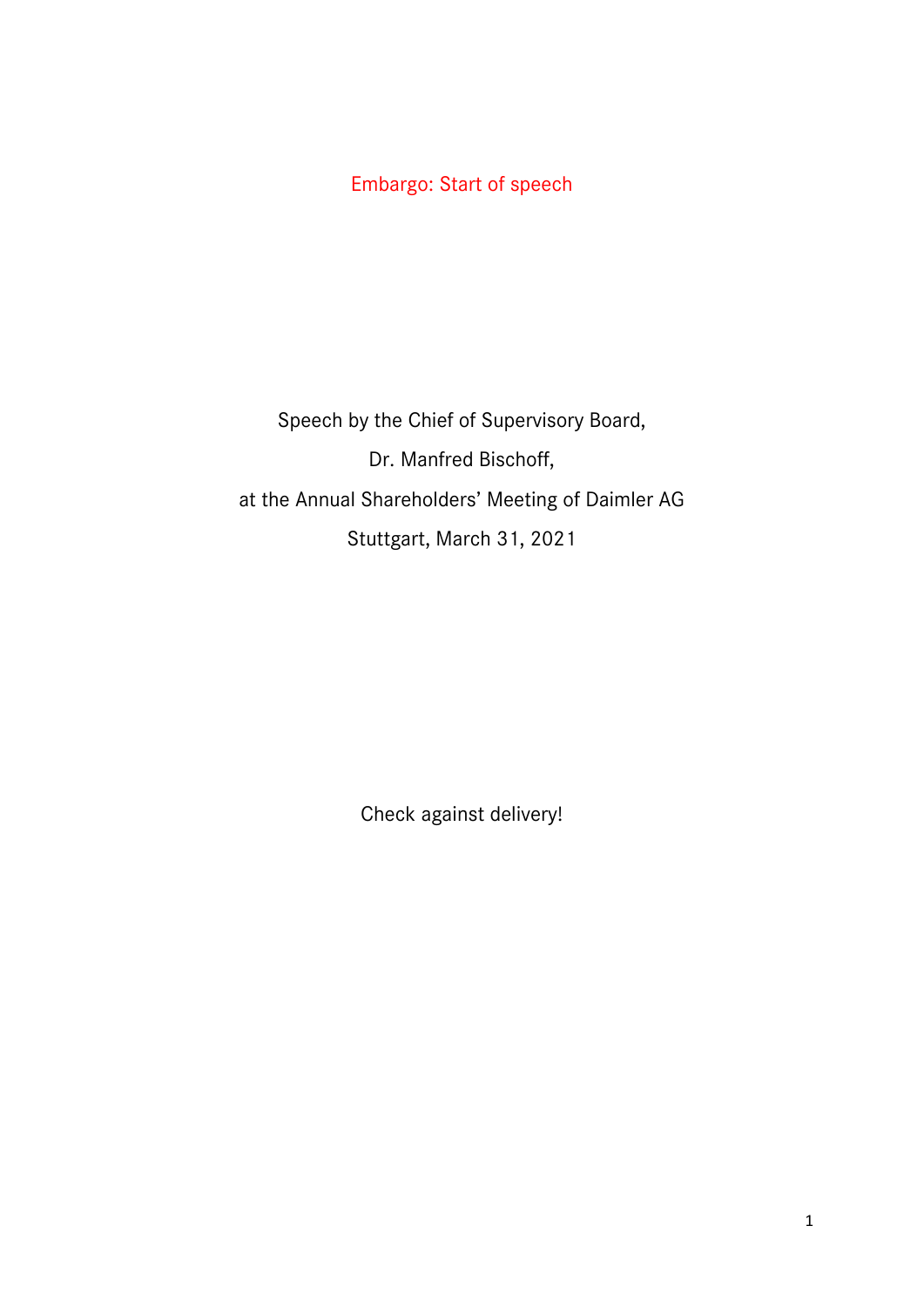Embargo: Start of speech

Speech by the Chief of Supervisory Board,

Dr. Manfred Bischoff,

at the Annual Shareholders' Meeting of Daimler AG

Stuttgart, March 31, 2021

Check against delivery!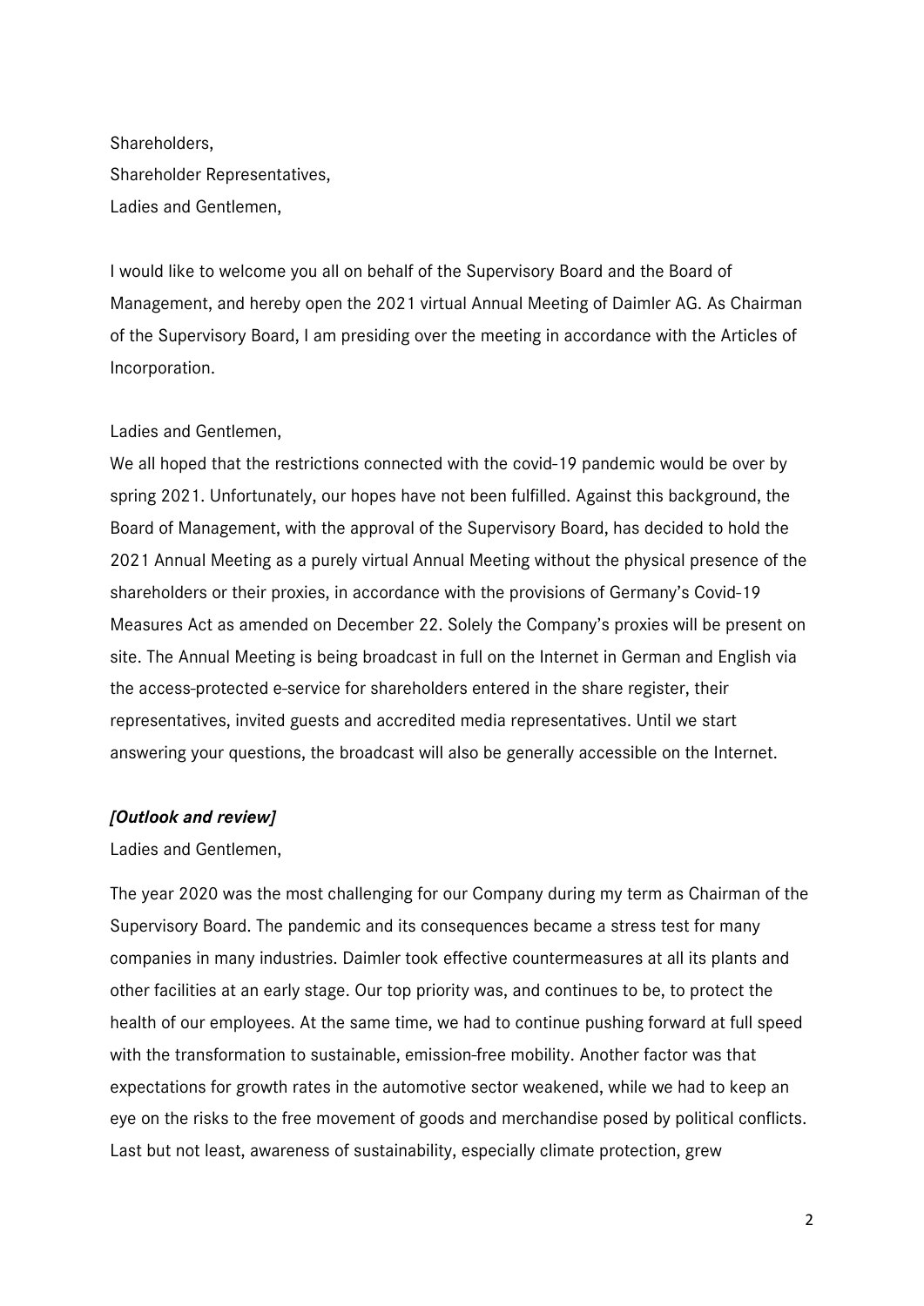Shareholders,
Shareholder Representatives,
Ladies and Gentlemen,

I would like to welcome you all on behalf of the Supervisory Board and the Board of Management, and hereby open the 2021 virtual Annual Meeting of Daimler AG. As Chairman of the Supervisory Board, I am presiding over the meeting in accordance with the Articles of Incorporation.

Ladies and Gentlemen,

We all hoped that the restrictions connected with the covid-19 pandemic would be over by spring 2021. Unfortunately, our hopes have not been fulfilled. Against this background, the Board of Management, with the approval of the Supervisory Board, has decided to hold the 2021 Annual Meeting as a purely virtual Annual Meeting without the physical presence of the shareholders or their proxies, in accordance with the provisions of Germany's Covid-19 Measures Act as amended on December 22. Solely the Company's proxies will be present on site. The Annual Meeting is being broadcast in full on the Internet in German and English via the access-protected e-service for shareholders entered in the share register, their representatives, invited guests and accredited media representatives. Until we start answering your questions, the broadcast will also be generally accessible on the Internet.

***[Outlook and review]***

Ladies and Gentlemen,

The year 2020 was the most challenging for our Company during my term as Chairman of the Supervisory Board. The pandemic and its consequences became a stress test for many companies in many industries. Daimler took effective countermeasures at all its plants and other facilities at an early stage. Our top priority was, and continues to be, to protect the health of our employees. At the same time, we had to continue pushing forward at full speed with the transformation to sustainable, emission-free mobility. Another factor was that expectations for growth rates in the automotive sector weakened, while we had to keep an eye on the risks to the free movement of goods and merchandise posed by political conflicts. Last but not least, awareness of sustainability, especially climate protection, grew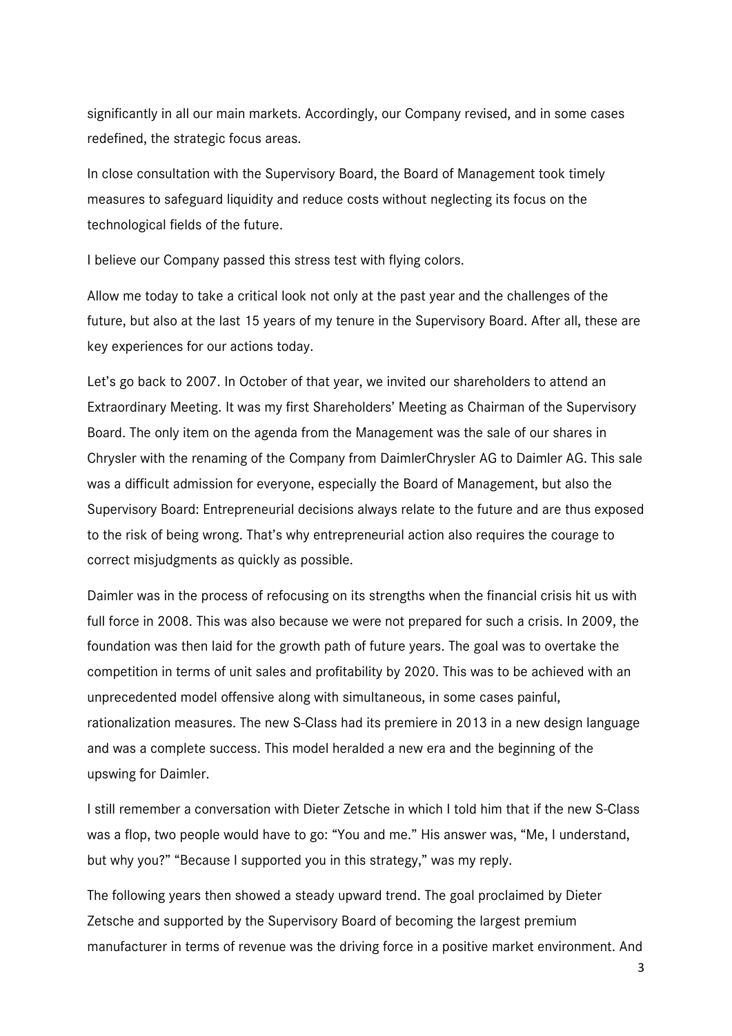significantly in all our main markets. Accordingly, our Company revised, and in some cases redefined, the strategic focus areas.

In close consultation with the Supervisory Board, the Board of Management took timely measures to safeguard liquidity and reduce costs without neglecting its focus on the technological fields of the future.

I believe our Company passed this stress test with flying colors.

Allow me today to take a critical look not only at the past year and the challenges of the future, but also at the last 15 years of my tenure in the Supervisory Board. After all, these are key experiences for our actions today.

Let's go back to 2007. In October of that year, we invited our shareholders to attend an Extraordinary Meeting. It was my first Shareholders' Meeting as Chairman of the Supervisory Board. The only item on the agenda from the Management was the sale of our shares in Chrysler with the renaming of the Company from DaimlerChrysler AG to Daimler AG. This sale was a difficult admission for everyone, especially the Board of Management, but also the Supervisory Board: Entrepreneurial decisions always relate to the future and are thus exposed to the risk of being wrong. That's why entrepreneurial action also requires the courage to correct misjudgments as quickly as possible.

Daimler was in the process of refocusing on its strengths when the financial crisis hit us with full force in 2008. This was also because we were not prepared for such a crisis. In 2009, the foundation was then laid for the growth path of future years. The goal was to overtake the competition in terms of unit sales and profitability by 2020. This was to be achieved with an unprecedented model offensive along with simultaneous, in some cases painful, rationalization measures. The new S-Class had its premiere in 2013 in a new design language and was a complete success. This model heralded a new era and the beginning of the upswing for Daimler.

I still remember a conversation with Dieter Zetsche in which I told him that if the new S-Class was a flop, two people would have to go: "You and me." His answer was, "Me, I understand, but why you?" "Because I supported you in this strategy," was my reply.

The following years then showed a steady upward trend. The goal proclaimed by Dieter Zetsche and supported by the Supervisory Board of becoming the largest premium manufacturer in terms of revenue was the driving force in a positive market environment. And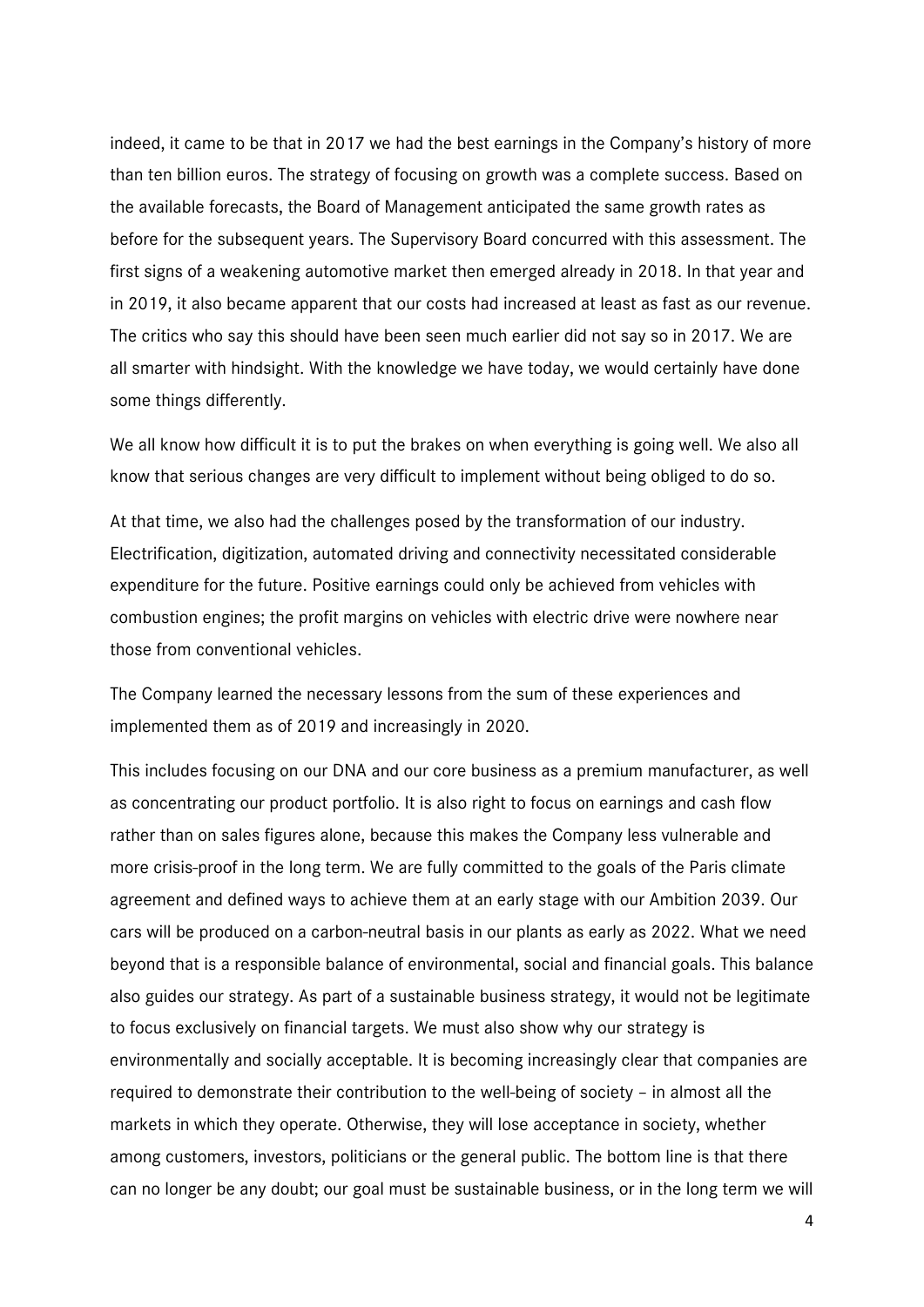indeed, it came to be that in 2017 we had the best earnings in the Company's history of more than ten billion euros. The strategy of focusing on growth was a complete success. Based on the available forecasts, the Board of Management anticipated the same growth rates as before for the subsequent years. The Supervisory Board concurred with this assessment. The first signs of a weakening automotive market then emerged already in 2018. In that year and in 2019, it also became apparent that our costs had increased at least as fast as our revenue. The critics who say this should have been seen much earlier did not say so in 2017. We are all smarter with hindsight. With the knowledge we have today, we would certainly have done some things differently.

We all know how difficult it is to put the brakes on when everything is going well. We also all know that serious changes are very difficult to implement without being obliged to do so.

At that time, we also had the challenges posed by the transformation of our industry. Electrification, digitization, automated driving and connectivity necessitated considerable expenditure for the future. Positive earnings could only be achieved from vehicles with combustion engines; the profit margins on vehicles with electric drive were nowhere near those from conventional vehicles.

The Company learned the necessary lessons from the sum of these experiences and implemented them as of 2019 and increasingly in 2020.

This includes focusing on our DNA and our core business as a premium manufacturer, as well as concentrating our product portfolio. It is also right to focus on earnings and cash flow rather than on sales figures alone, because this makes the Company less vulnerable and more crisis-proof in the long term. We are fully committed to the goals of the Paris climate agreement and defined ways to achieve them at an early stage with our Ambition 2039. Our cars will be produced on a carbon-neutral basis in our plants as early as 2022. What we need beyond that is a responsible balance of environmental, social and financial goals. This balance also guides our strategy. As part of a sustainable business strategy, it would not be legitimate to focus exclusively on financial targets. We must also show why our strategy is environmentally and socially acceptable. It is becoming increasingly clear that companies are required to demonstrate their contribution to the well-being of society – in almost all the markets in which they operate. Otherwise, they will lose acceptance in society, whether among customers, investors, politicians or the general public. The bottom line is that there can no longer be any doubt; our goal must be sustainable business, or in the long term we will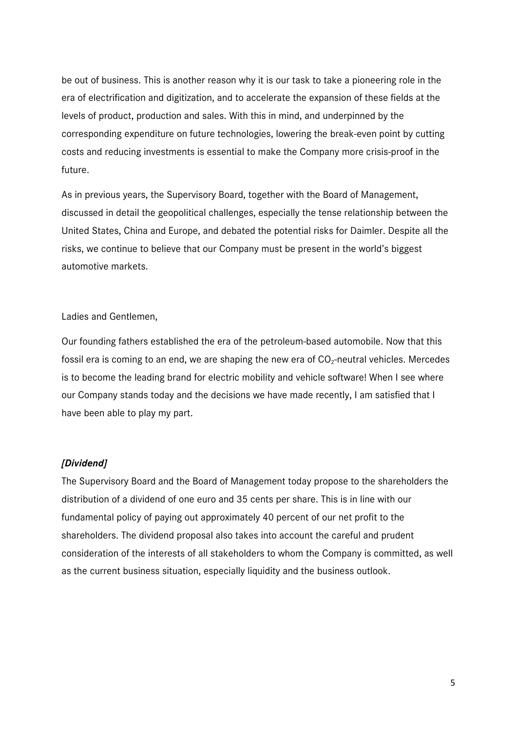be out of business. This is another reason why it is our task to take a pioneering role in the era of electrification and digitization, and to accelerate the expansion of these fields at the levels of product, production and sales. With this in mind, and underpinned by the corresponding expenditure on future technologies, lowering the break-even point by cutting costs and reducing investments is essential to make the Company more crisis-proof in the future.

As in previous years, the Supervisory Board, together with the Board of Management, discussed in detail the geopolitical challenges, especially the tense relationship between the United States, China and Europe, and debated the potential risks for Daimler. Despite all the risks, we continue to believe that our Company must be present in the world's biggest automotive markets.

Ladies and Gentlemen,

Our founding fathers established the era of the petroleum-based automobile. Now that this fossil era is coming to an end, we are shaping the new era of $CO_2$-neutral vehicles. Mercedes is to become the leading brand for electric mobility and vehicle software! When I see where our Company stands today and the decisions we have made recently, I am satisfied that I have been able to play my part.

***[Dividend]***

The Supervisory Board and the Board of Management today propose to the shareholders the distribution of a dividend of one euro and 35 cents per share. This is in line with our fundamental policy of paying out approximately 40 percent of our net profit to the shareholders. The dividend proposal also takes into account the careful and prudent consideration of the interests of all stakeholders to whom the Company is committed, as well as the current business situation, especially liquidity and the business outlook.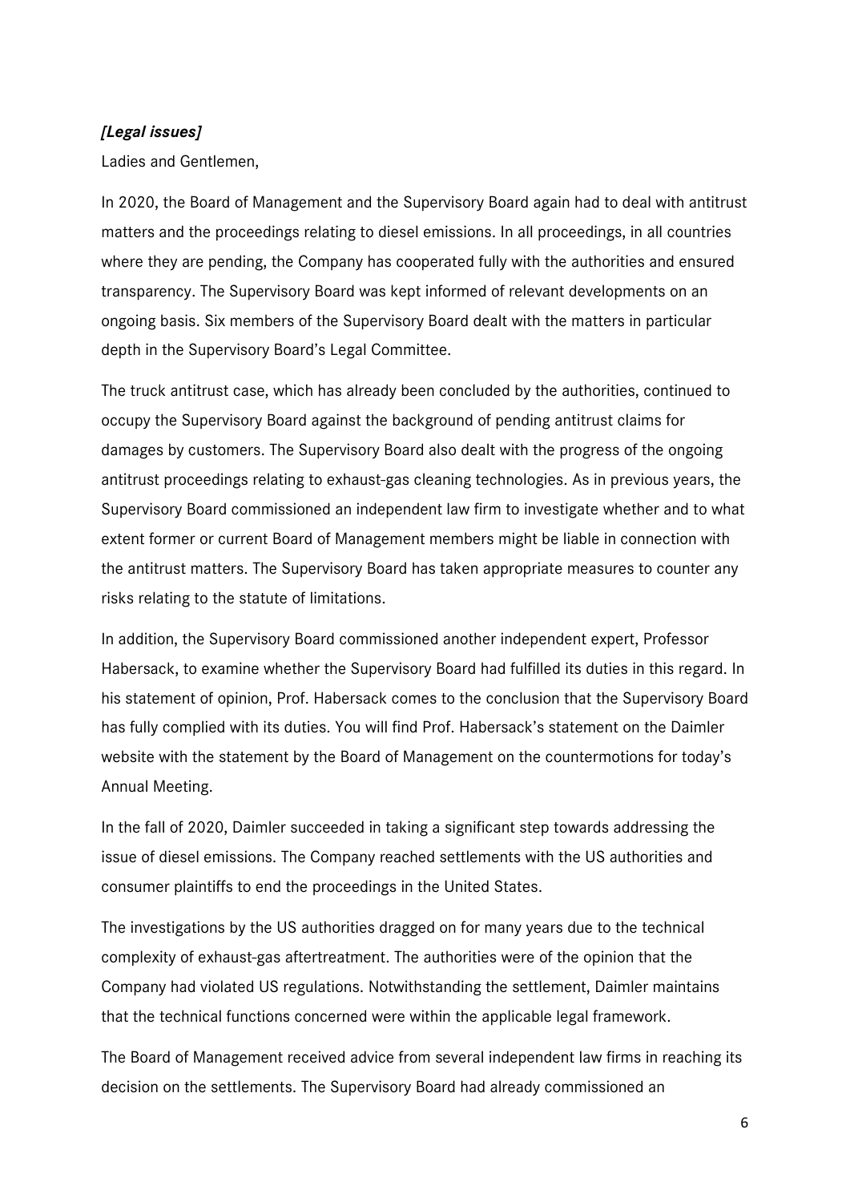***[Legal issues]***

Ladies and Gentlemen,

In 2020, the Board of Management and the Supervisory Board again had to deal with antitrust matters and the proceedings relating to diesel emissions. In all proceedings, in all countries where they are pending, the Company has cooperated fully with the authorities and ensured transparency. The Supervisory Board was kept informed of relevant developments on an ongoing basis. Six members of the Supervisory Board dealt with the matters in particular depth in the Supervisory Board's Legal Committee.

The truck antitrust case, which has already been concluded by the authorities, continued to occupy the Supervisory Board against the background of pending antitrust claims for damages by customers. The Supervisory Board also dealt with the progress of the ongoing antitrust proceedings relating to exhaust-gas cleaning technologies. As in previous years, the Supervisory Board commissioned an independent law firm to investigate whether and to what extent former or current Board of Management members might be liable in connection with the antitrust matters. The Supervisory Board has taken appropriate measures to counter any risks relating to the statute of limitations.

In addition, the Supervisory Board commissioned another independent expert, Professor Habersack, to examine whether the Supervisory Board had fulfilled its duties in this regard. In his statement of opinion, Prof. Habersack comes to the conclusion that the Supervisory Board has fully complied with its duties. You will find Prof. Habersack's statement on the Daimler website with the statement by the Board of Management on the countermotions for today's Annual Meeting.

In the fall of 2020, Daimler succeeded in taking a significant step towards addressing the issue of diesel emissions. The Company reached settlements with the US authorities and consumer plaintiffs to end the proceedings in the United States.

The investigations by the US authorities dragged on for many years due to the technical complexity of exhaust-gas aftertreatment. The authorities were of the opinion that the Company had violated US regulations. Notwithstanding the settlement, Daimler maintains that the technical functions concerned were within the applicable legal framework.

The Board of Management received advice from several independent law firms in reaching its decision on the settlements. The Supervisory Board had already commissioned an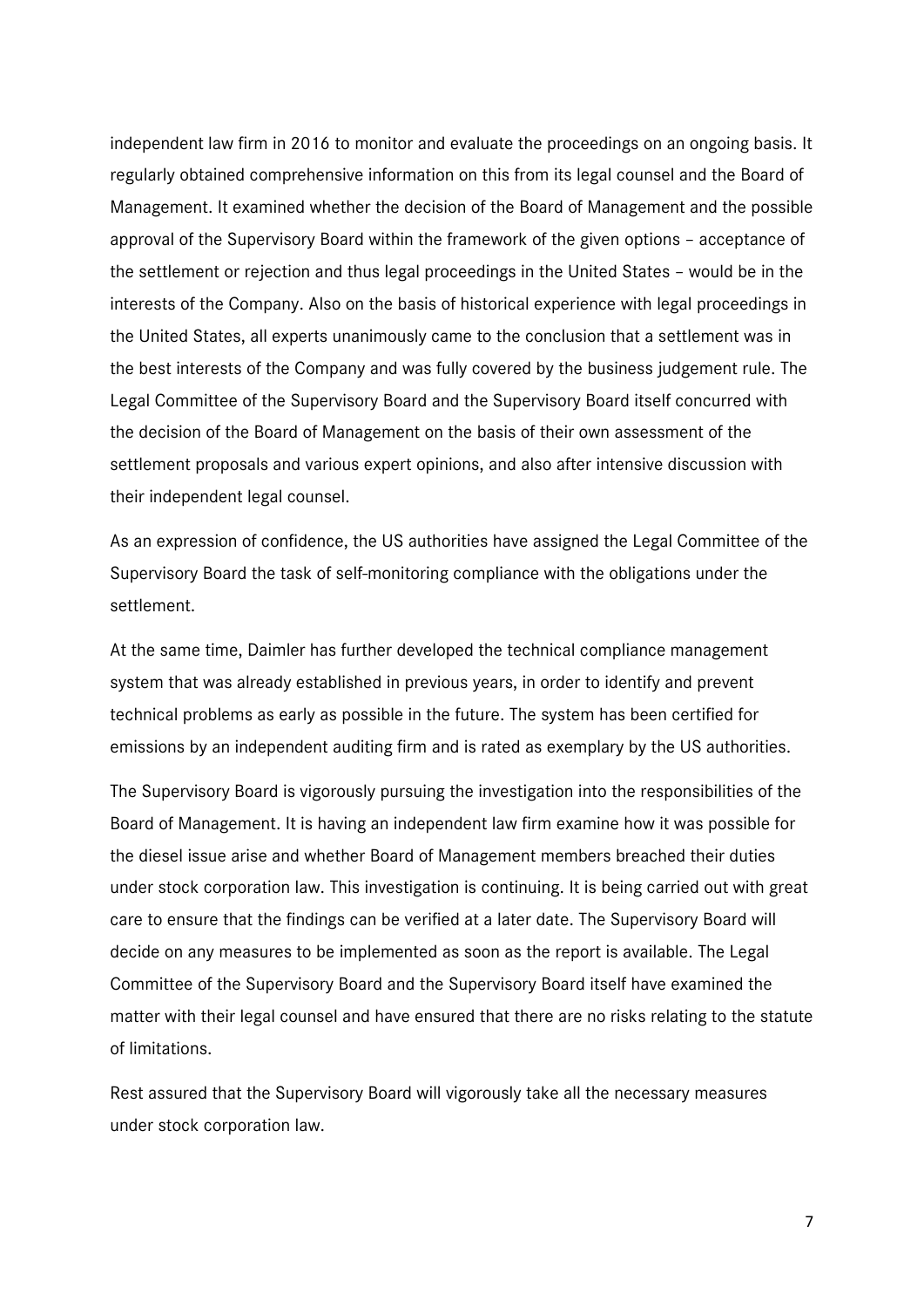independent law firm in 2016 to monitor and evaluate the proceedings on an ongoing basis. It regularly obtained comprehensive information on this from its legal counsel and the Board of Management. It examined whether the decision of the Board of Management and the possible approval of the Supervisory Board within the framework of the given options – acceptance of the settlement or rejection and thus legal proceedings in the United States – would be in the interests of the Company. Also on the basis of historical experience with legal proceedings in the United States, all experts unanimously came to the conclusion that a settlement was in the best interests of the Company and was fully covered by the business judgement rule. The Legal Committee of the Supervisory Board and the Supervisory Board itself concurred with the decision of the Board of Management on the basis of their own assessment of the settlement proposals and various expert opinions, and also after intensive discussion with their independent legal counsel.

As an expression of confidence, the US authorities have assigned the Legal Committee of the Supervisory Board the task of self-monitoring compliance with the obligations under the settlement.

At the same time, Daimler has further developed the technical compliance management system that was already established in previous years, in order to identify and prevent technical problems as early as possible in the future. The system has been certified for emissions by an independent auditing firm and is rated as exemplary by the US authorities.

The Supervisory Board is vigorously pursuing the investigation into the responsibilities of the Board of Management. It is having an independent law firm examine how it was possible for the diesel issue arise and whether Board of Management members breached their duties under stock corporation law. This investigation is continuing. It is being carried out with great care to ensure that the findings can be verified at a later date. The Supervisory Board will decide on any measures to be implemented as soon as the report is available. The Legal Committee of the Supervisory Board and the Supervisory Board itself have examined the matter with their legal counsel and have ensured that there are no risks relating to the statute of limitations.

Rest assured that the Supervisory Board will vigorously take all the necessary measures under stock corporation law.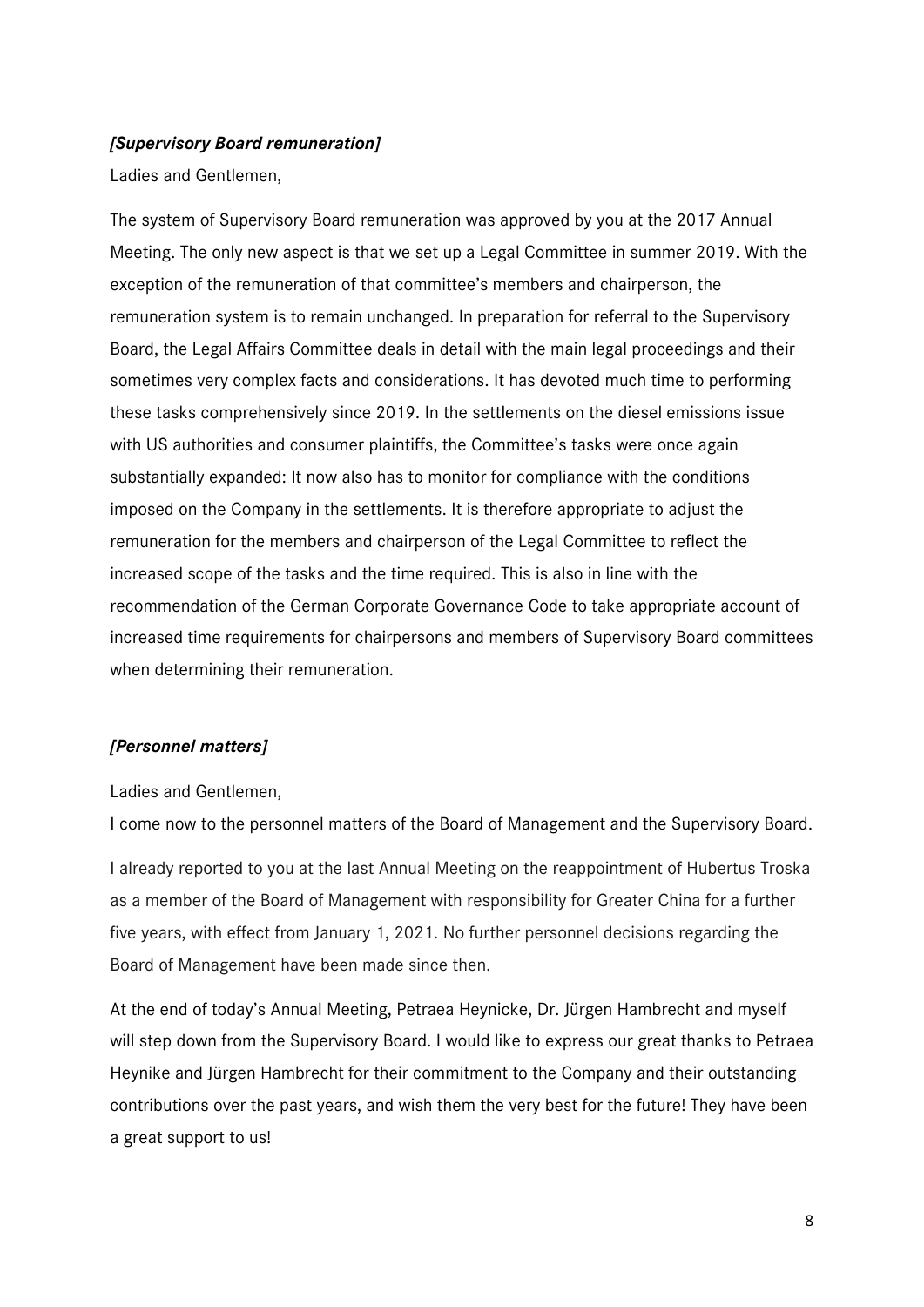***[Supervisory Board remuneration]***

Ladies and Gentlemen,

The system of Supervisory Board remuneration was approved by you at the 2017 Annual Meeting. The only new aspect is that we set up a Legal Committee in summer 2019. With the exception of the remuneration of that committee's members and chairperson, the remuneration system is to remain unchanged. In preparation for referral to the Supervisory Board, the Legal Affairs Committee deals in detail with the main legal proceedings and their sometimes very complex facts and considerations. It has devoted much time to performing these tasks comprehensively since 2019. In the settlements on the diesel emissions issue with US authorities and consumer plaintiffs, the Committee's tasks were once again substantially expanded: It now also has to monitor for compliance with the conditions imposed on the Company in the settlements. It is therefore appropriate to adjust the remuneration for the members and chairperson of the Legal Committee to reflect the increased scope of the tasks and the time required. This is also in line with the recommendation of the German Corporate Governance Code to take appropriate account of increased time requirements for chairpersons and members of Supervisory Board committees when determining their remuneration.

***[Personnel matters]***

Ladies and Gentlemen,

I come now to the personnel matters of the Board of Management and the Supervisory Board.

I already reported to you at the last Annual Meeting on the reappointment of Hubertus Troska as a member of the Board of Management with responsibility for Greater China for a further five years, with effect from January 1, 2021. No further personnel decisions regarding the Board of Management have been made since then.

At the end of today's Annual Meeting, Petraea Heynicke, Dr. Jürgen Hambrecht and myself will step down from the Supervisory Board. I would like to express our great thanks to Petraea Heynike and Jürgen Hambrecht for their commitment to the Company and their outstanding contributions over the past years, and wish them the very best for the future! They have been a great support to us!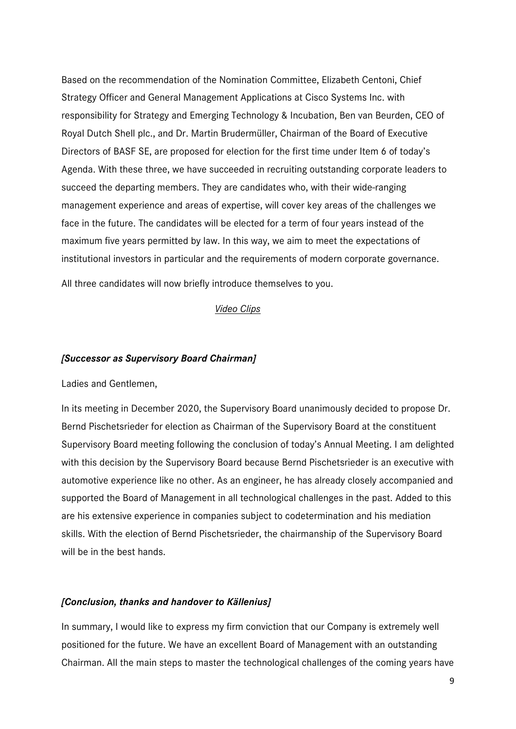Based on the recommendation of the Nomination Committee, Elizabeth Centoni, Chief Strategy Officer and General Management Applications at Cisco Systems Inc. with responsibility for Strategy and Emerging Technology & Incubation, Ben van Beurden, CEO of Royal Dutch Shell plc., and Dr. Martin Brudermüller, Chairman of the Board of Executive Directors of BASF SE, are proposed for election for the first time under Item 6 of today's Agenda. With these three, we have succeeded in recruiting outstanding corporate leaders to succeed the departing members. They are candidates who, with their wide-ranging management experience and areas of expertise, will cover key areas of the challenges we face in the future. The candidates will be elected for a term of four years instead of the maximum five years permitted by law. In this way, we aim to meet the expectations of institutional investors in particular and the requirements of modern corporate governance.

All three candidates will now briefly introduce themselves to you.

*Video Clips*

***[Successor as Supervisory Board Chairman]***

Ladies and Gentlemen,

In its meeting in December 2020, the Supervisory Board unanimously decided to propose Dr. Bernd Pischetsrieder for election as Chairman of the Supervisory Board at the constituent Supervisory Board meeting following the conclusion of today's Annual Meeting. I am delighted with this decision by the Supervisory Board because Bernd Pischetsrieder is an executive with automotive experience like no other. As an engineer, he has already closely accompanied and supported the Board of Management in all technological challenges in the past. Added to this are his extensive experience in companies subject to codetermination and his mediation skills. With the election of Bernd Pischetsrieder, the chairmanship of the Supervisory Board will be in the best hands.

***[Conclusion, thanks and handover to Källenius]***

In summary, I would like to express my firm conviction that our Company is extremely well positioned for the future. We have an excellent Board of Management with an outstanding Chairman. All the main steps to master the technological challenges of the coming years have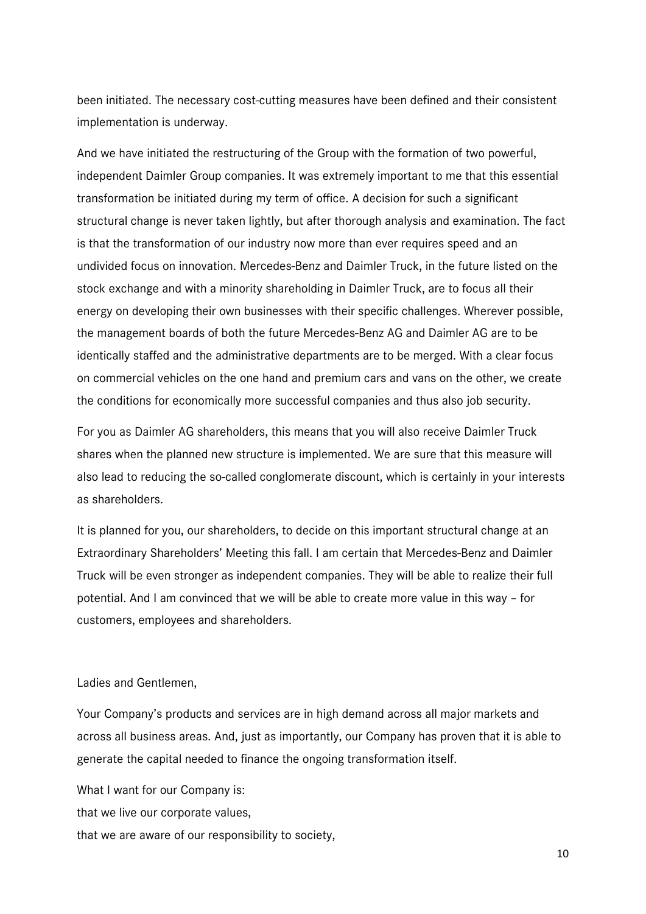been initiated. The necessary cost-cutting measures have been defined and their consistent implementation is underway.

And we have initiated the restructuring of the Group with the formation of two powerful, independent Daimler Group companies. It was extremely important to me that this essential transformation be initiated during my term of office. A decision for such a significant structural change is never taken lightly, but after thorough analysis and examination. The fact is that the transformation of our industry now more than ever requires speed and an undivided focus on innovation. Mercedes-Benz and Daimler Truck, in the future listed on the stock exchange and with a minority shareholding in Daimler Truck, are to focus all their energy on developing their own businesses with their specific challenges. Wherever possible, the management boards of both the future Mercedes-Benz AG and Daimler AG are to be identically staffed and the administrative departments are to be merged. With a clear focus on commercial vehicles on the one hand and premium cars and vans on the other, we create the conditions for economically more successful companies and thus also job security.

For you as Daimler AG shareholders, this means that you will also receive Daimler Truck shares when the planned new structure is implemented. We are sure that this measure will also lead to reducing the so-called conglomerate discount, which is certainly in your interests as shareholders.

It is planned for you, our shareholders, to decide on this important structural change at an Extraordinary Shareholders' Meeting this fall. I am certain that Mercedes-Benz and Daimler Truck will be even stronger as independent companies. They will be able to realize their full potential. And I am convinced that we will be able to create more value in this way – for customers, employees and shareholders.

Ladies and Gentlemen,

Your Company's products and services are in high demand across all major markets and across all business areas. And, just as importantly, our Company has proven that it is able to generate the capital needed to finance the ongoing transformation itself.

What I want for our Company is:
that we live our corporate values,
that we are aware of our responsibility to society,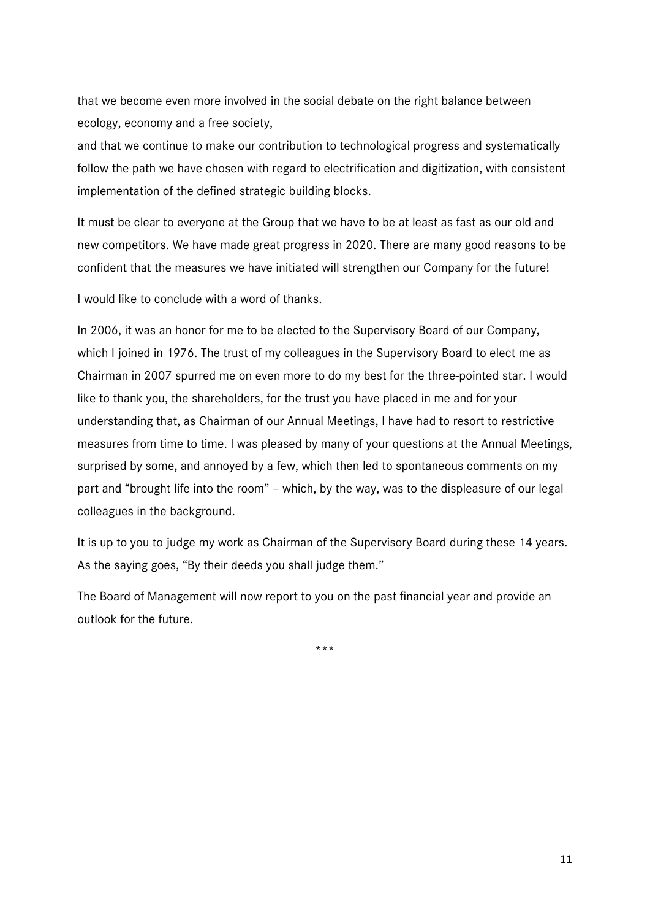that we become even more involved in the social debate on the right balance between ecology, economy and a free society,

and that we continue to make our contribution to technological progress and systematically follow the path we have chosen with regard to electrification and digitization, with consistent implementation of the defined strategic building blocks.

It must be clear to everyone at the Group that we have to be at least as fast as our old and new competitors. We have made great progress in 2020. There are many good reasons to be confident that the measures we have initiated will strengthen our Company for the future!

I would like to conclude with a word of thanks.

In 2006, it was an honor for me to be elected to the Supervisory Board of our Company, which I joined in 1976. The trust of my colleagues in the Supervisory Board to elect me as Chairman in 2007 spurred me on even more to do my best for the three-pointed star. I would like to thank you, the shareholders, for the trust you have placed in me and for your understanding that, as Chairman of our Annual Meetings, I have had to resort to restrictive measures from time to time. I was pleased by many of your questions at the Annual Meetings, surprised by some, and annoyed by a few, which then led to spontaneous comments on my part and "brought life into the room" – which, by the way, was to the displeasure of our legal colleagues in the background.

It is up to you to judge my work as Chairman of the Supervisory Board during these 14 years. As the saying goes, "By their deeds you shall judge them."

The Board of Management will now report to you on the past financial year and provide an outlook for the future.

***